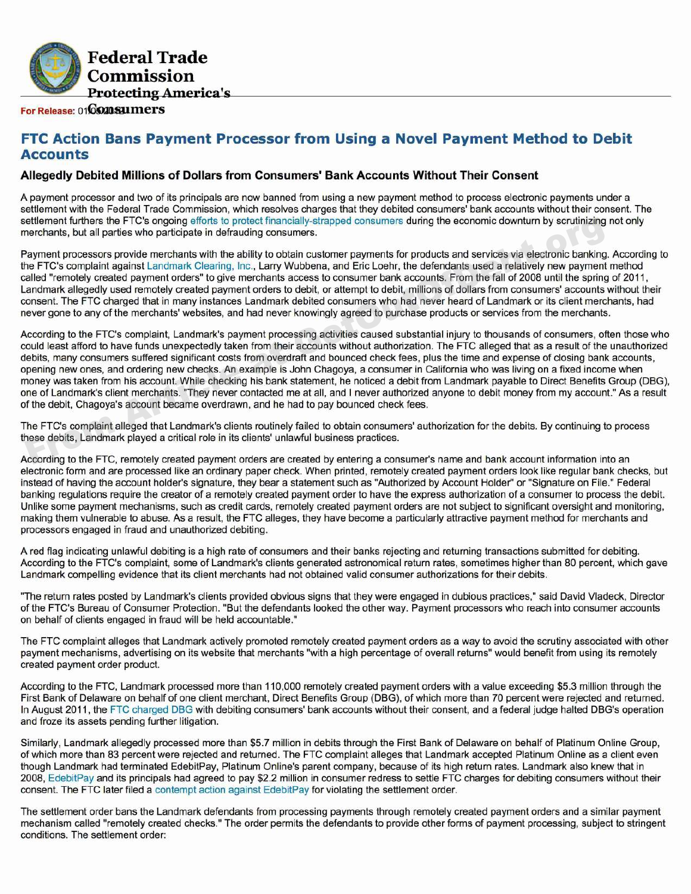**Federal Trade Commission**
**Protecting America's Consumers**

For Release: 01/05/2012

## FTC Action Bans Payment Processor from Using a Novel Payment Method to Debit Accounts

### Allegedly Debited Millions of Dollars from Consumers' Bank Accounts Without Their Consent

A payment processor and two of its principals are now banned from using a new payment method to process electronic payments under a settlement with the Federal Trade Commission, which resolves charges that they debited consumers' bank accounts without their consent. The settlement furthers the FTC's ongoing efforts to protect financially-strapped consumers during the economic downturn by scrutinizing not only merchants, but all parties who participate in defrauding consumers.

Payment processors provide merchants with the ability to obtain customer payments for products and services via electronic banking. According to the FTC's complaint against Landmark Clearing, Inc., Larry Wubbena, and Eric Loehr, the defendants used a relatively new payment method called "remotely created payment orders" to give merchants access to consumer bank accounts. From the fall of 2008 until the spring of 2011, Landmark allegedly used remotely created payment orders to debit, or attempt to debit, millions of dollars from consumers' accounts without their consent. The FTC charged that in many instances Landmark debited consumers who had never heard of Landmark or its client merchants, had never gone to any of the merchants' websites, and had never knowingly agreed to purchase products or services from the merchants.

According to the FTC's complaint, Landmark's payment processing activities caused substantial injury to thousands of consumers, often those who could least afford to have funds unexpectedly taken from their accounts without authorization. The FTC alleged that as a result of the unauthorized debits, many consumers suffered significant costs from overdraft and bounced check fees, plus the time and expense of closing bank accounts, opening new ones, and ordering new checks. An example is John Chagoya, a consumer in California who was living on a fixed income when money was taken from his account. While checking his bank statement, he noticed a debit from Landmark payable to Direct Benefits Group (DBG), one of Landmark's client merchants. "They never contacted me at all, and I never authorized anyone to debit money from my account." As a result of the debit, Chagoya's account became overdrawn, and he had to pay bounced check fees.

The FTC's complaint alleged that Landmark's clients routinely failed to obtain consumers' authorization for the debits. By continuing to process these debits, Landmark played a critical role in its clients' unlawful business practices.

According to the FTC, remotely created payment orders are created by entering a consumer's name and bank account information into an electronic form and are processed like an ordinary paper check. When printed, remotely created payment orders look like regular bank checks, but instead of having the account holder's signature, they bear a statement such as "Authorized by Account Holder" or "Signature on File." Federal banking regulations require the creator of a remotely created payment order to have the express authorization of a consumer to process the debit. Unlike some payment mechanisms, such as credit cards, remotely created payment orders are not subject to significant oversight and monitoring, making them vulnerable to abuse. As a result, the FTC alleges, they have become a particularly attractive payment method for merchants and processors engaged in fraud and unauthorized debiting.

A red flag indicating unlawful debiting is a high rate of consumers and their banks rejecting and returning transactions submitted for debiting. According to the FTC's complaint, some of Landmark's clients generated astronomical return rates, sometimes higher than 80 percent, which gave Landmark compelling evidence that its client merchants had not obtained valid consumer authorizations for their debits.

"The return rates posted by Landmark's clients provided obvious signs that they were engaged in dubious practices," said David Vladeck, Director of the FTC's Bureau of Consumer Protection. "But the defendants looked the other way. Payment processors who reach into consumer accounts on behalf of clients engaged in fraud will be held accountable."

The FTC complaint alleges that Landmark actively promoted remotely created payment orders as a way to avoid the scrutiny associated with other payment mechanisms, advertising on its website that merchants "with a high percentage of overall returns" would benefit from using its remotely created payment order product.

According to the FTC, Landmark processed more than 110,000 remotely created payment orders with a value exceeding $5.3 million through the First Bank of Delaware on behalf of one client merchant, Direct Benefits Group (DBG), of which more than 70 percent were rejected and returned. In August 2011, the FTC charged DBG with debiting consumers' bank accounts without their consent, and a federal judge halted DBG's operation and froze its assets pending further litigation.

Similarly, Landmark allegedly processed more than $5.7 million in debits through the First Bank of Delaware on behalf of Platinum Online Group, of which more than 83 percent were rejected and returned. The FTC complaint alleges that Landmark accepted Platinum Online as a client even though Landmark had terminated EdebitPay, Platinum Online's parent company, because of its high return rates. Landmark also knew that in 2008, EdebitPay and its principals had agreed to pay $2.2 million in consumer redress to settle FTC charges for debiting consumers without their consent. The FTC later filed a contempt action against EdebitPay for violating the settlement order.

The settlement order bans the Landmark defendants from processing payments through remotely created payment orders and a similar payment mechanism called "remotely created checks." The order permits the defendants to provide other forms of payment processing, subject to stringent conditions. The settlement order: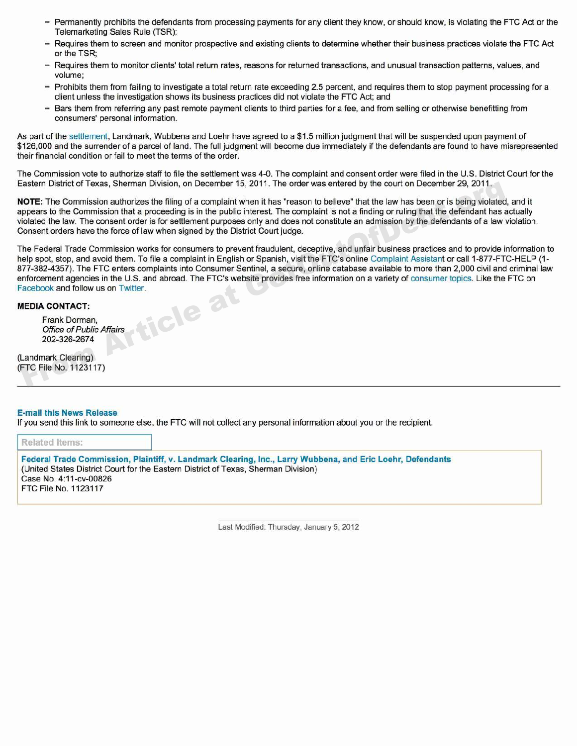- Permanently prohibits the defendants from processing payments for any client they know, or should know, is violating the FTC Act or the Telemarketing Sales Rule (TSR);
- Requires them to screen and monitor prospective and existing clients to determine whether their business practices violate the FTC Act or the TSR;
- Requires them to monitor clients' total return rates, reasons for returned transactions, and unusual transaction patterns, values, and volume;
- Prohibits them from failing to investigate a total return rate exceeding 2.5 percent, and requires them to stop payment processing for a client unless the investigation shows its business practices did not violate the FTC Act; and
- Bars them from referring any past remote payment clients to third parties for a fee, and from selling or otherwise benefitting from consumers' personal information.

As part of the settlement, Landmark, Wubbena and Loehr have agreed to a $1.5 million judgment that will be suspended upon payment of $126,000 and the surrender of a parcel of land. The full judgment will become due immediately if the defendants are found to have misrepresented their financial condition or fail to meet the terms of the order.

The Commission vote to authorize staff to file the settlement was 4-0. The complaint and consent order were filed in the U.S. District Court for the Eastern District of Texas, Sherman Division, on December 15, 2011. The order was entered by the court on December 29, 2011.

**NOTE:** The Commission authorizes the filing of a complaint when it has "reason to believe" that the law has been or is being violated, and it appears to the Commission that a proceeding is in the public interest. The complaint is not a finding or ruling that the defendant has actually violated the law. The consent order is for settlement purposes only and does not constitute an admission by the defendants of a law violation. Consent orders have the force of law when signed by the District Court judge.

The Federal Trade Commission works for consumers to prevent fraudulent, deceptive, and unfair business practices and to provide information to help spot, stop, and avoid them. To file a complaint in English or Spanish, visit the FTC's online Complaint Assistant or call 1-877-FTC-HELP (1-877-382-4357). The FTC enters complaints into Consumer Sentinel, a secure, online database available to more than 2,000 civil and criminal law enforcement agencies in the U.S. and abroad. The FTC's website provides free information on a variety of consumer topics. Like the FTC on Facebook and follow us on Twitter.

**MEDIA CONTACT:**

Frank Dorman,
*Office of Public Affairs*
202-326-2674

(Landmark Clearing)
(FTC File No. 1123117)

---

**E-mail this News Release**
If you send this link to someone else, the FTC will not collect any personal information about you or the recipient.

**Related Items:**

**Federal Trade Commission, Plaintiff, v. Landmark Clearing, Inc., Larry Wubbena, and Eric Loehr, Defendants**
(United States District Court for the Eastern District of Texas, Sherman Division)
Case No. 4:11-cv-00826
FTC File No. 1123117

Last Modified: Thursday, January 5, 2012